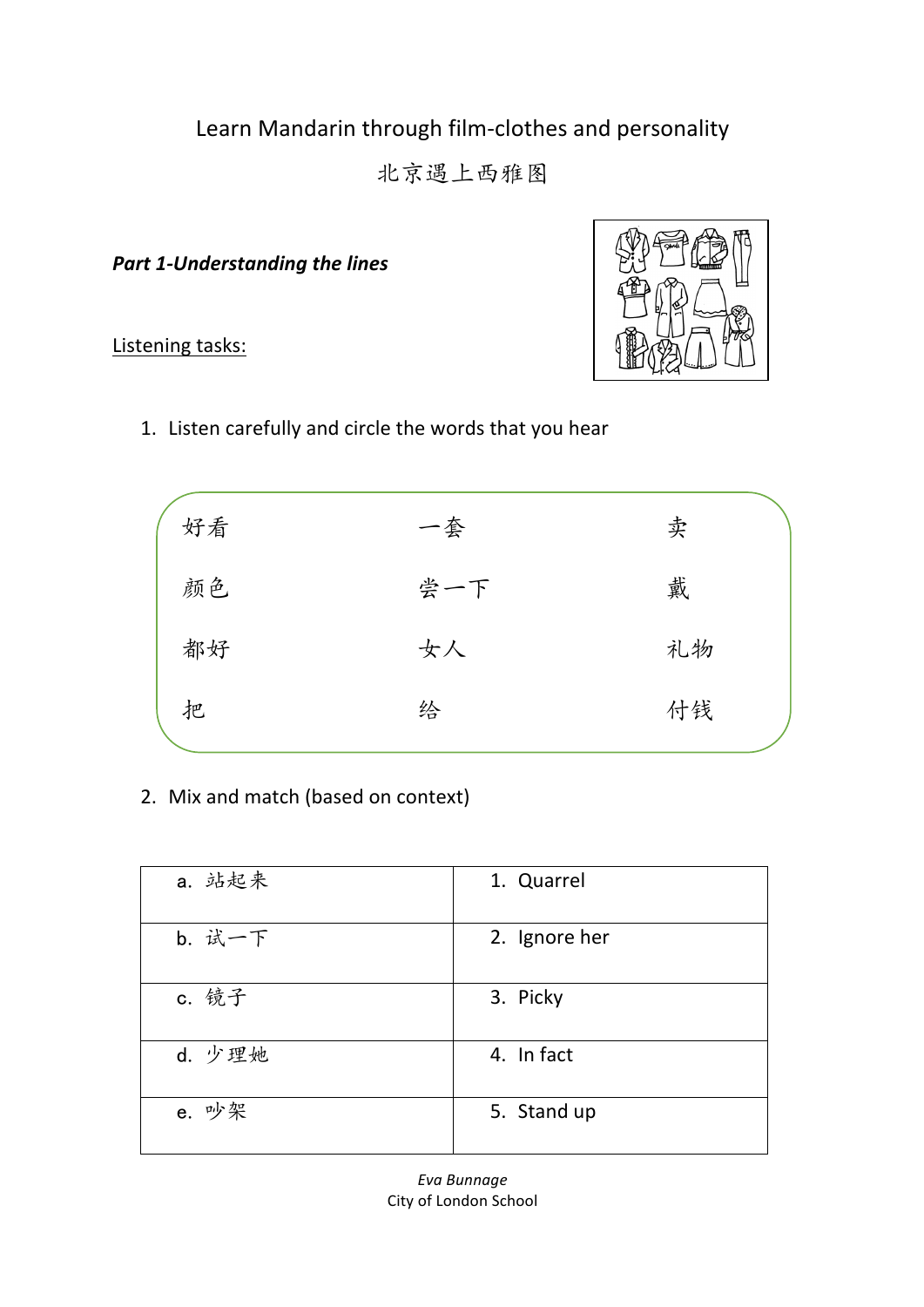Learn Mandarin through film-clothes and personality

北京遇上西雅图

***Part 1-Understanding the lines***

Listening tasks:

1. Listen carefully and circle the words that you hear

| | | |
|---|---|---|
| 好看 | 一套 | 卖 |
| 颜色 | 尝一下 | 戴 |
| 都好 | 女人 | 礼物 |
| 把 | 给 | 付钱 |

2. Mix and match (based on context)

| | |
|---|---|
| a. 站起来 | 1. Quarrel |
| b. 试一下 | 2. Ignore her |
| c. 镜子 | 3. Picky |
| d. 少理她 | 4. In fact |
| e. 吵架 | 5. Stand up |

*Eva Bunnage*
City of London School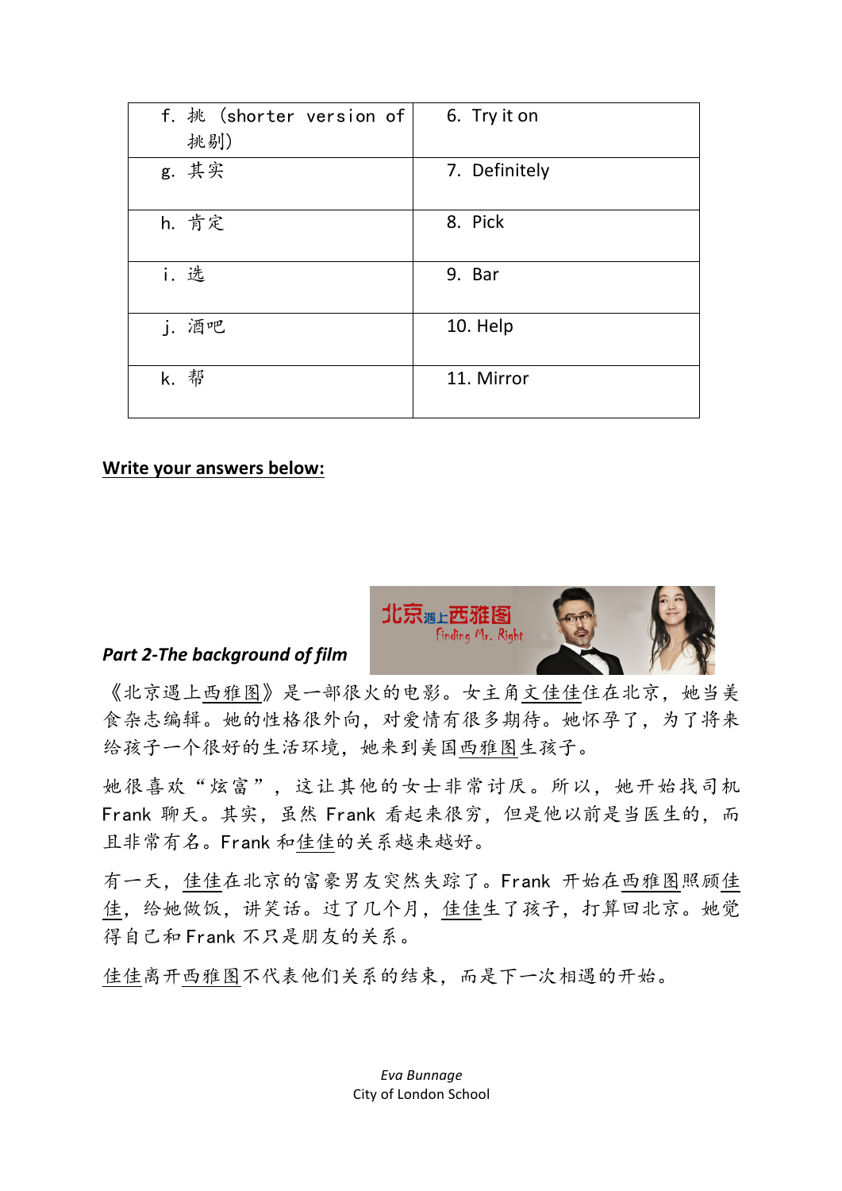| f. 挑（shorter version of 挑剔） | 6. Try it on |
| --- | --- |
| g. 其实 | 7. Definitely |
| h. 肯定 | 8. Pick |
| i. 选 | 9. Bar |
| j. 酒吧 | 10. Help |
| k. 帮 | 11. Mirror |

**Write your answers below:**

***Part 2-The background of film***

《北京遇上西雅图》是一部很火的电影。女主角文佳佳住在北京，她当美食杂志编辑。她的性格很外向，对爱情有很多期待。她怀孕了，为了将来给孩子一个很好的生活环境，她来到美国西雅图生孩子。

她很喜欢"炫富"，这让其他的女士非常讨厌。所以，她开始找司机 Frank 聊天。其实，虽然 Frank 看起来很穷，但是他以前是当医生的，而且非常有名。Frank 和佳佳的关系越来越好。

有一天，佳佳在北京的富豪男友突然失踪了。Frank 开始在西雅图照顾佳佳，给她做饭，讲笑话。过了几个月，佳佳生了孩子，打算回北京。她觉得自己和 Frank 不只是朋友的关系。

佳佳离开西雅图不代表他们关系的结束，而是下一次相遇的开始。

*Eva Bunnage*
City of London School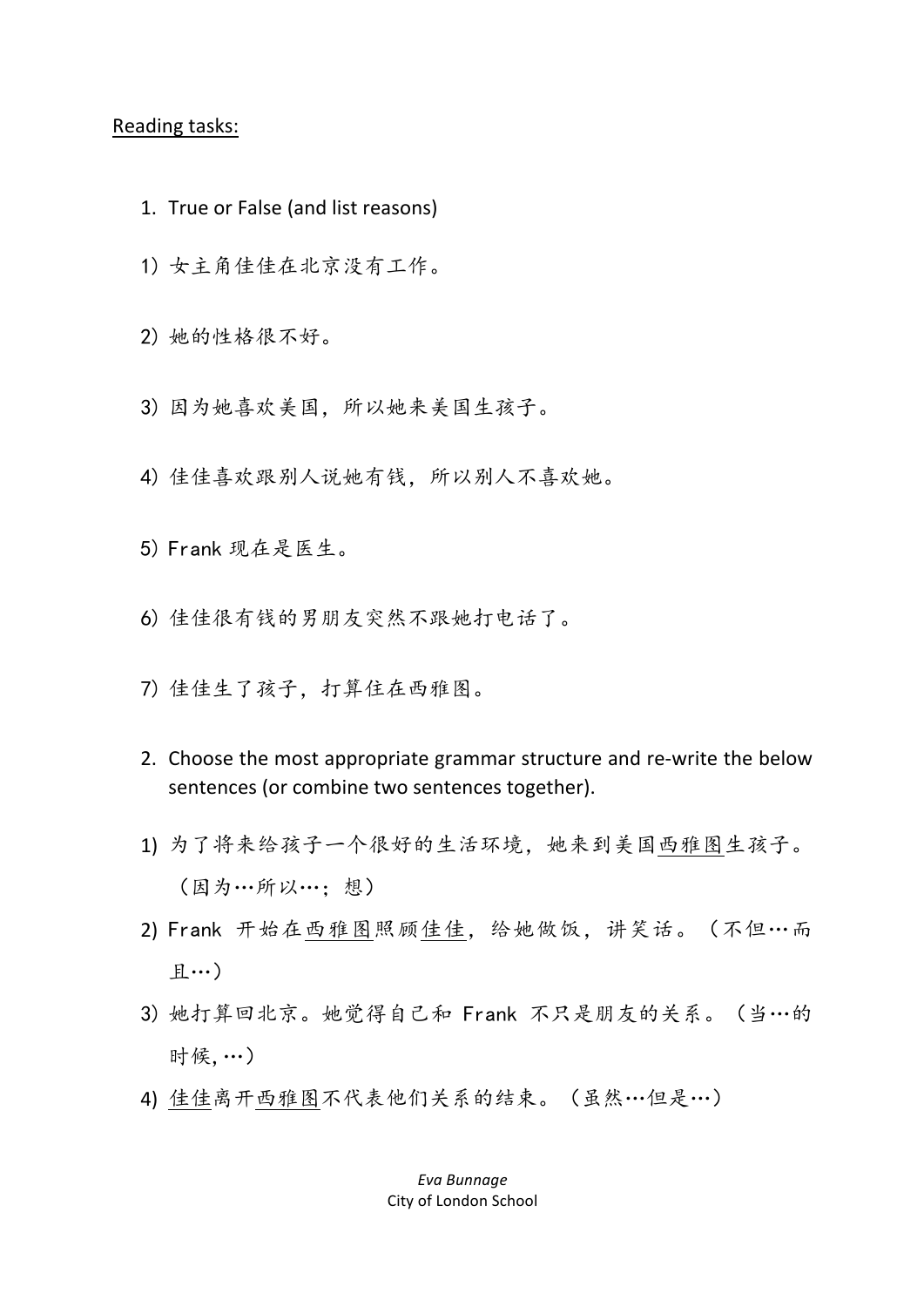<u>Reading tasks:</u>

1. True or False (and list reasons)

1）女主角佳佳在北京没有工作。

2）她的性格很不好。

3）因为她喜欢美国，所以她来美国生孩子。

4）佳佳喜欢跟别人说她有钱，所以别人不喜欢她。

5）Frank 现在是医生。

6）佳佳很有钱的男朋友突然不跟她打电话了。

7）佳佳生了孩子，打算住在西雅图。

2. Choose the most appropriate grammar structure and re-write the below sentences (or combine two sentences together).

1) 为了将来给孩子一个很好的生活环境，她来到美国<u>西雅图</u>生孩子。（因为…所以…；想）

2) Frank 开始在<u>西雅图</u>照顾<u>佳佳</u>，给她做饭，讲笑话。（不但…而且…）

3) 她打算回北京。她觉得自己和 Frank 不只是朋友的关系。（当…的时候, …）

4) <u>佳佳</u>离开<u>西雅图</u>不代表他们关系的结束。（虽然…但是…）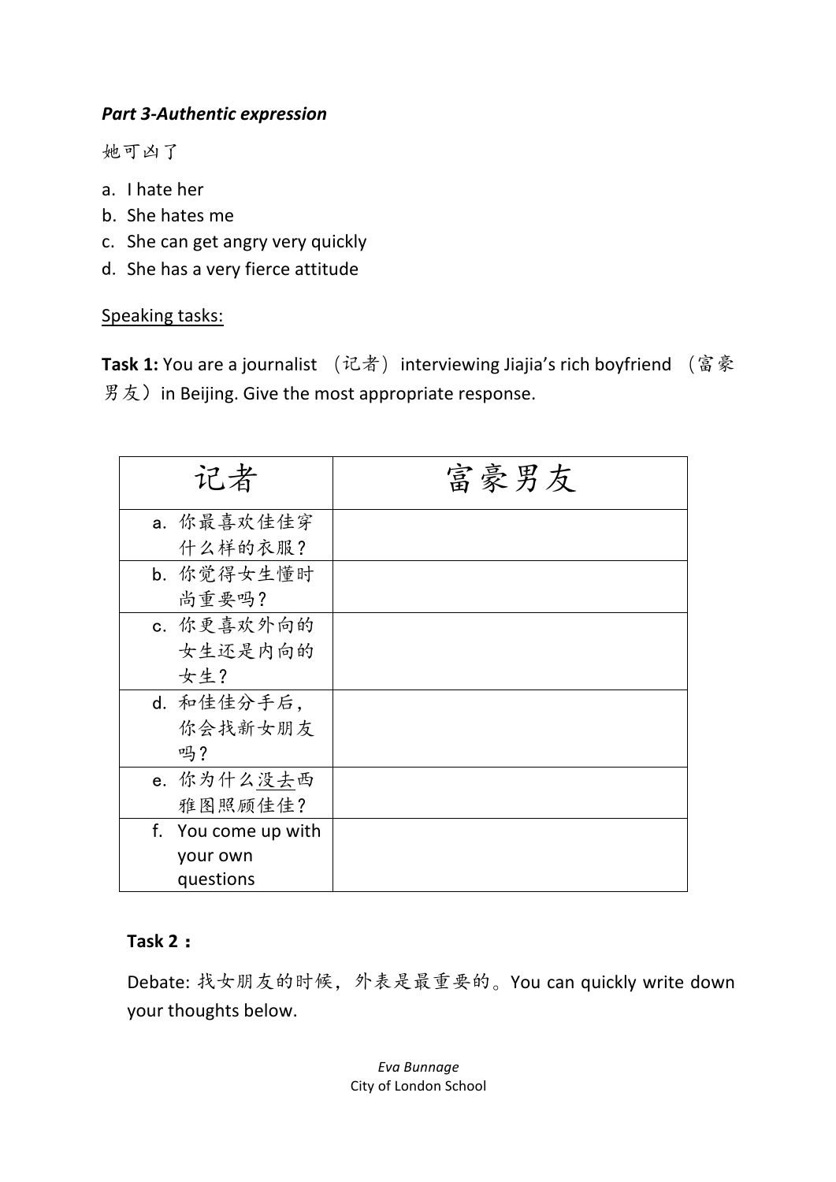***Part 3-Authentic expression***

她可凶了

a. I hate her
b. She hates me
c. She can get angry very quickly
d. She has a very fierce attitude

<u>Speaking tasks:</u>

**Task 1:** You are a journalist （记者）interviewing Jiajia's rich boyfriend （富豪男友）in Beijing. Give the most appropriate response.

| 记者 | 富豪男友 |
|---|---|
| a. 你最喜欢佳佳穿什么样的衣服？ | |
| b. 你觉得女生懂时尚重要吗？ | |
| c. 你更喜欢外向的女生还是内向的女生？ | |
| d. 和佳佳分手后，你会找新女朋友吗？ | |
| e. 你为什么<u>没去</u>西雅图照顾佳佳？ | |
| f. You come up with your own questions | |

**Task 2：**

Debate: 找女朋友的时候，外表是最重要的。You can quickly write down your thoughts below.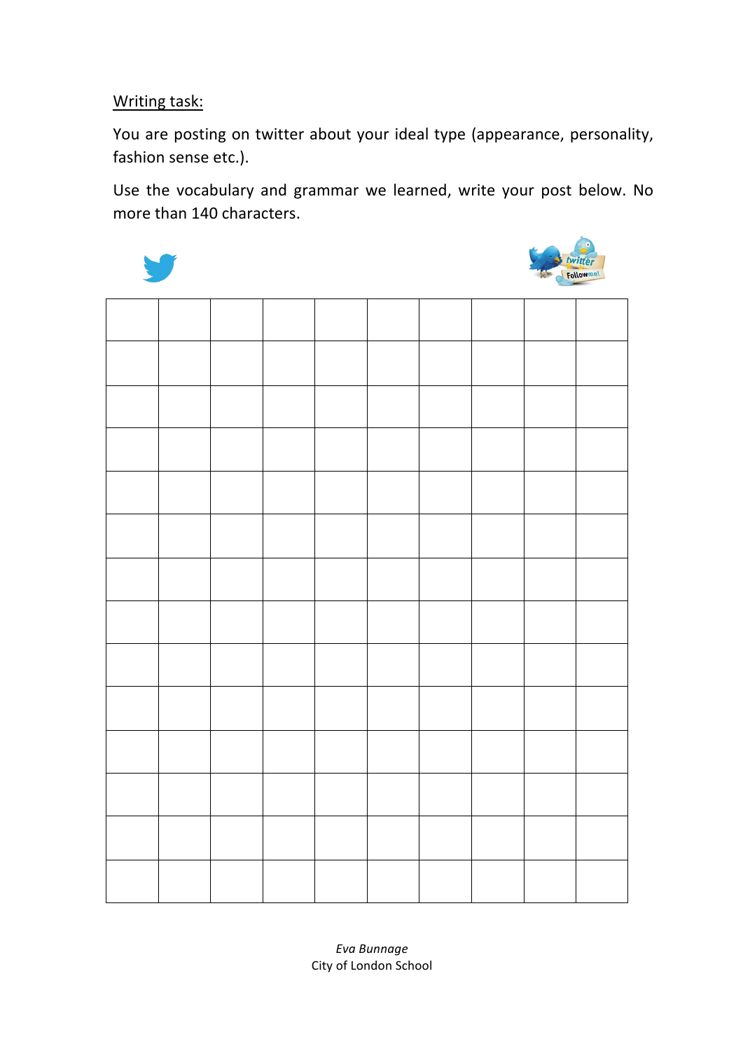Writing task:

You are posting on twitter about your ideal type (appearance, personality, fashion sense etc.).

Use the vocabulary and grammar we learned, write your post below. No more than 140 characters.

| | | | | | | | | | |
|---|---|---|---|---|---|---|---|---|---|
| | | | | | | | | | |
| | | | | | | | | | |
| | | | | | | | | | |
| | | | | | | | | | |
| | | | | | | | | | |
| | | | | | | | | | |
| | | | | | | | | | |
| | | | | | | | | | |
| | | | | | | | | | |
| | | | | | | | | | |
| | | | | | | | | | |
| | | | | | | | | | |
| | | | | | | | | | |